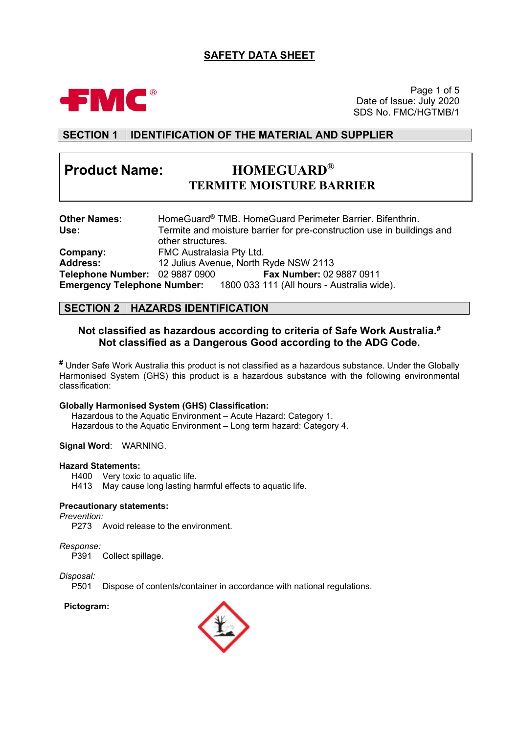# SAFETY DATA SHEET

Date of Issue: July 2020
SDS No. FMC/HGTMB/1

## SECTION 1 IDENTIFICATION OF THE MATERIAL AND SUPPLIER

**Product Name:** **HOMEGUARD® TERMITE MOISTURE BARRIER**

**Other Names:** HomeGuard® TMB. HomeGuard Perimeter Barrier. Bifenthrin.
**Use:** Termite and moisture barrier for pre-construction use in buildings and other structures.
**Company:** FMC Australasia Pty Ltd.
**Address:** 12 Julius Avenue, North Ryde NSW 2113
**Telephone Number:** 02 9887 0900 **Fax Number:** 02 9887 0911
**Emergency Telephone Number:** 1800 033 111 (All hours - Australia wide).

## SECTION 2 HAZARDS IDENTIFICATION

**Not classified as hazardous according to criteria of Safe Work Australia.#**
**Not classified as a Dangerous Good according to the ADG Code.**

# Under Safe Work Australia this product is not classified as a hazardous substance. Under the Globally Harmonised System (GHS) this product is a hazardous substance with the following environmental classification:

**Globally Harmonised System (GHS) Classification:**
Hazardous to the Aquatic Environment – Acute Hazard: Category 1.
Hazardous to the Aquatic Environment – Long term hazard: Category 4.

**Signal Word**: WARNING.

**Hazard Statements:**
H400 Very toxic to aquatic life.
H413 May cause long lasting harmful effects to aquatic life.

**Precautionary statements:**

*Prevention:*
P273 Avoid release to the environment.

*Response:*
P391 Collect spillage.

*Disposal:*
P501 Dispose of contents/container in accordance with national regulations.

**Pictogram:**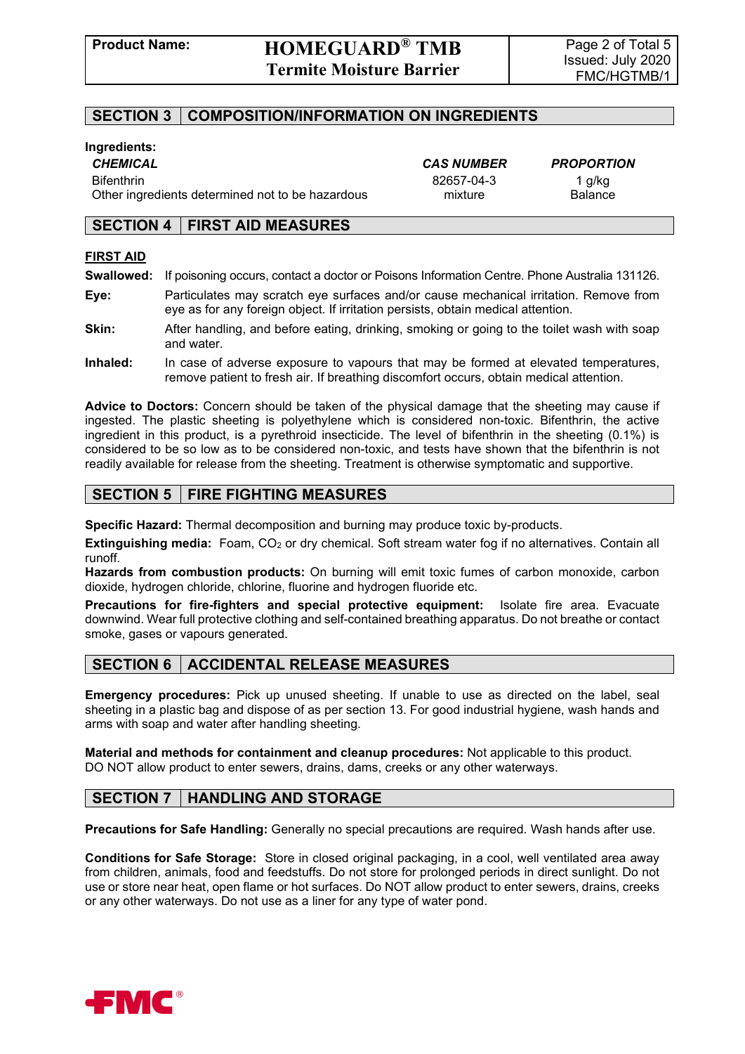## SECTION 3 COMPOSITION/INFORMATION ON INGREDIENTS

**Ingredients:**

| *CHEMICAL* | *CAS NUMBER* | *PROPORTION* |
|---|---|---|
| Bifenthrin | 82657-04-3 | 1 g/kg |
| Other ingredients determined not to be hazardous | mixture | Balance |

## SECTION 4 FIRST AID MEASURES

**FIRST AID**

**Swallowed:** If poisoning occurs, contact a doctor or Poisons Information Centre. Phone Australia 131126.

**Eye:** Particulates may scratch eye surfaces and/or cause mechanical irritation. Remove from eye as for any foreign object. If irritation persists, obtain medical attention.

**Skin:** After handling, and before eating, drinking, smoking or going to the toilet wash with soap and water.

**Inhaled:** In case of adverse exposure to vapours that may be formed at elevated temperatures, remove patient to fresh air. If breathing discomfort occurs, obtain medical attention.

**Advice to Doctors:** Concern should be taken of the physical damage that the sheeting may cause if ingested. The plastic sheeting is polyethylene which is considered non-toxic. Bifenthrin, the active ingredient in this product, is a pyrethroid insecticide. The level of bifenthrin in the sheeting (0.1%) is considered to be so low as to be considered non-toxic, and tests have shown that the bifenthrin is not readily available for release from the sheeting. Treatment is otherwise symptomatic and supportive.

## SECTION 5 FIRE FIGHTING MEASURES

**Specific Hazard:** Thermal decomposition and burning may produce toxic by-products.

**Extinguishing media:** Foam, $CO_2$ or dry chemical. Soft stream water fog if no alternatives. Contain all runoff.

**Hazards from combustion products:** On burning will emit toxic fumes of carbon monoxide, carbon dioxide, hydrogen chloride, chlorine, fluorine and hydrogen fluoride etc.

**Precautions for fire-fighters and special protective equipment:** Isolate fire area. Evacuate downwind. Wear full protective clothing and self-contained breathing apparatus. Do not breathe or contact smoke, gases or vapours generated.

## SECTION 6 ACCIDENTAL RELEASE MEASURES

**Emergency procedures:** Pick up unused sheeting. If unable to use as directed on the label, seal sheeting in a plastic bag and dispose of as per section 13. For good industrial hygiene, wash hands and arms with soap and water after handling sheeting.

**Material and methods for containment and cleanup procedures:** Not applicable to this product.
DO NOT allow product to enter sewers, drains, dams, creeks or any other waterways.

## SECTION 7 HANDLING AND STORAGE

**Precautions for Safe Handling:** Generally no special precautions are required. Wash hands after use.

**Conditions for Safe Storage:** Store in closed original packaging, in a cool, well ventilated area away from children, animals, food and feedstuffs. Do not store for prolonged periods in direct sunlight. Do not use or store near heat, open flame or hot surfaces. Do NOT allow product to enter sewers, drains, creeks or any other waterways. Do not use as a liner for any type of water pond.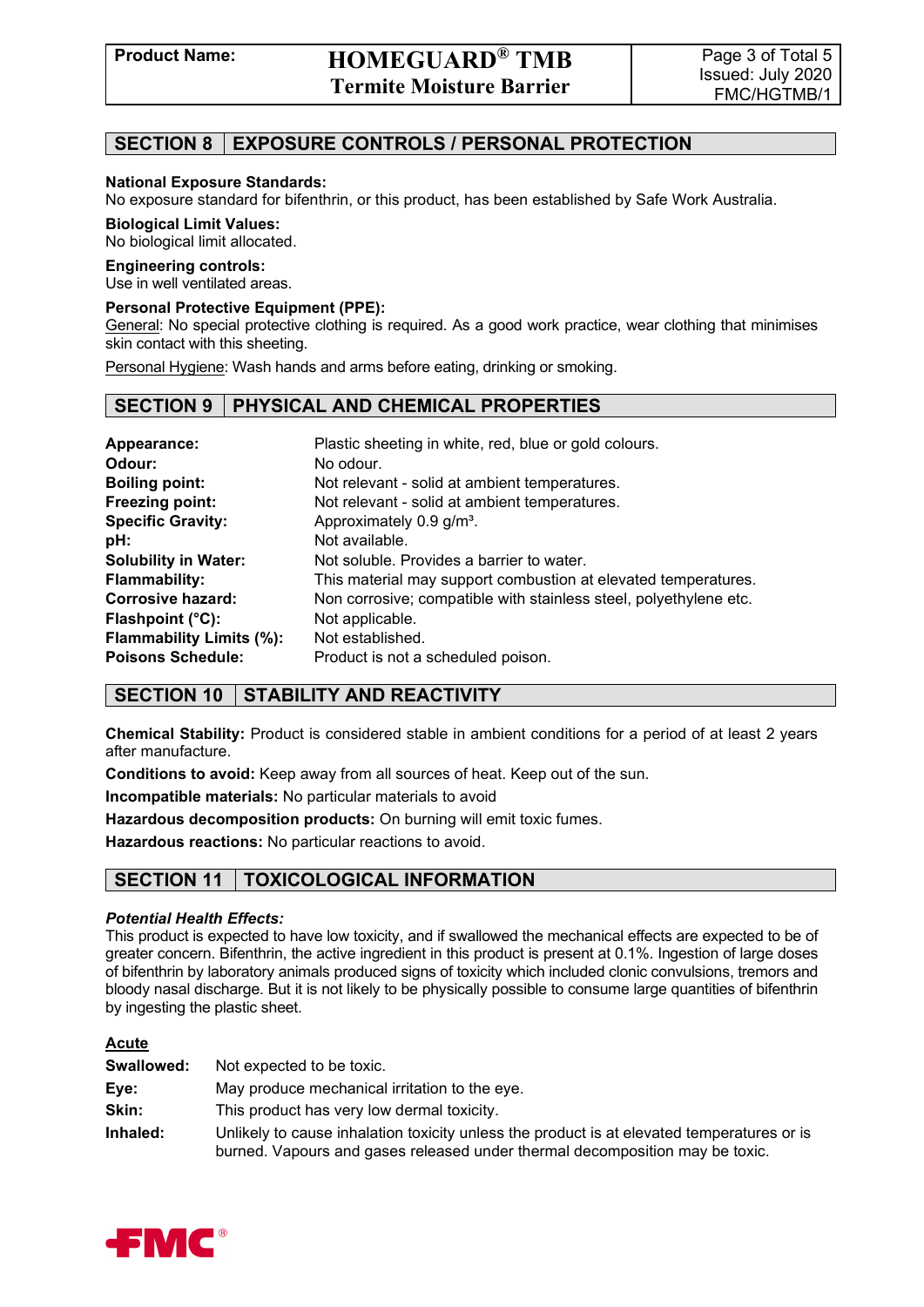## SECTION 8 EXPOSURE CONTROLS / PERSONAL PROTECTION

**National Exposure Standards:**
No exposure standard for bifenthrin, or this product, has been established by Safe Work Australia.

**Biological Limit Values:**
No biological limit allocated.

**Engineering controls:**
Use in well ventilated areas.

**Personal Protective Equipment (PPE):**
General: No special protective clothing is required. As a good work practice, wear clothing that minimises skin contact with this sheeting.

Personal Hygiene: Wash hands and arms before eating, drinking or smoking.

## SECTION 9 PHYSICAL AND CHEMICAL PROPERTIES

| | |
|---|---|
| **Appearance:** | Plastic sheeting in white, red, blue or gold colours. |
| **Odour:** | No odour. |
| **Boiling point:** | Not relevant - solid at ambient temperatures. |
| **Freezing point:** | Not relevant - solid at ambient temperatures. |
| **Specific Gravity:** | Approximately 0.9 g/m³. |
| **pH:** | Not available. |
| **Solubility in Water:** | Not soluble. Provides a barrier to water. |
| **Flammability:** | This material may support combustion at elevated temperatures. |
| **Corrosive hazard:** | Non corrosive; compatible with stainless steel, polyethylene etc. |
| **Flashpoint (°C):** | Not applicable. |
| **Flammability Limits (%):** | Not established. |
| **Poisons Schedule:** | Product is not a scheduled poison. |

## SECTION 10 STABILITY AND REACTIVITY

**Chemical Stability:** Product is considered stable in ambient conditions for a period of at least 2 years after manufacture.

**Conditions to avoid:** Keep away from all sources of heat. Keep out of the sun.

**Incompatible materials:** No particular materials to avoid

**Hazardous decomposition products:** On burning will emit toxic fumes.

**Hazardous reactions:** No particular reactions to avoid.

## SECTION 11 TOXICOLOGICAL INFORMATION

***Potential Health Effects:***
This product is expected to have low toxicity, and if swallowed the mechanical effects are expected to be of greater concern. Bifenthrin, the active ingredient in this product is present at 0.1%. Ingestion of large doses of bifenthrin by laboratory animals produced signs of toxicity which included clonic convulsions, tremors and bloody nasal discharge. But it is not likely to be physically possible to consume large quantities of bifenthrin by ingesting the plastic sheet.

**Acute**

| | |
|---|---|
| **Swallowed:** | Not expected to be toxic. |
| **Eye:** | May produce mechanical irritation to the eye. |
| **Skin:** | This product has very low dermal toxicity. |
| **Inhaled:** | Unlikely to cause inhalation toxicity unless the product is at elevated temperatures or is burned. Vapours and gases released under thermal decomposition may be toxic. |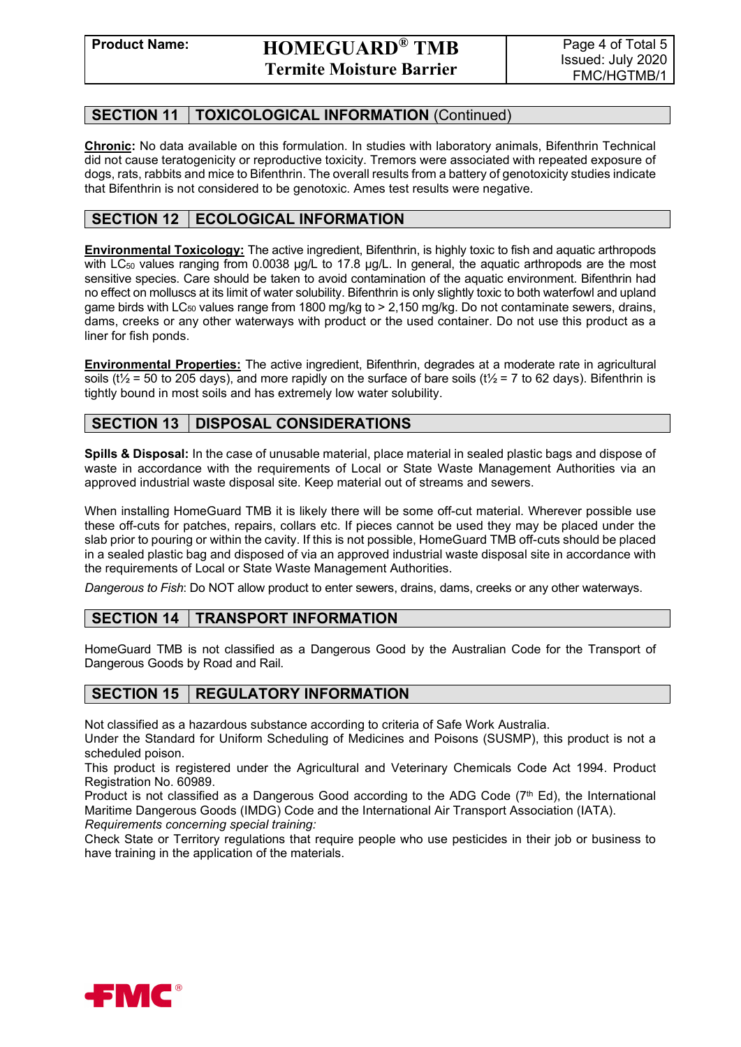## SECTION 11 TOXICOLOGICAL INFORMATION (Continued)

**Chronic:** No data available on this formulation. In studies with laboratory animals, Bifenthrin Technical did not cause teratogenicity or reproductive toxicity. Tremors were associated with repeated exposure of dogs, rats, rabbits and mice to Bifenthrin. The overall results from a battery of genotoxicity studies indicate that Bifenthrin is not considered to be genotoxic. Ames test results were negative.

## SECTION 12 ECOLOGICAL INFORMATION

**Environmental Toxicology:** The active ingredient, Bifenthrin, is highly toxic to fish and aquatic arthropods with $LC_{50}$ values ranging from 0.0038 µg/L to 17.8 µg/L. In general, the aquatic arthropods are the most sensitive species. Care should be taken to avoid contamination of the aquatic environment. Bifenthrin had no effect on molluscs at its limit of water solubility. Bifenthrin is only slightly toxic to both waterfowl and upland game birds with $LC_{50}$ values range from 1800 mg/kg to > 2,150 mg/kg. Do not contaminate sewers, drains, dams, creeks or any other waterways with product or the used container. Do not use this product as a liner for fish ponds.

**Environmental Properties:** The active ingredient, Bifenthrin, degrades at a moderate rate in agricultural soils ($t½$ = 50 to 205 days), and more rapidly on the surface of bare soils ($t½$ = 7 to 62 days). Bifenthrin is tightly bound in most soils and has extremely low water solubility.

## SECTION 13 DISPOSAL CONSIDERATIONS

**Spills & Disposal:** In the case of unusable material, place material in sealed plastic bags and dispose of waste in accordance with the requirements of Local or State Waste Management Authorities via an approved industrial waste disposal site. Keep material out of streams and sewers.

When installing HomeGuard TMB it is likely there will be some off-cut material. Wherever possible use these off-cuts for patches, repairs, collars etc. If pieces cannot be used they may be placed under the slab prior to pouring or within the cavity. If this is not possible, HomeGuard TMB off-cuts should be placed in a sealed plastic bag and disposed of via an approved industrial waste disposal site in accordance with the requirements of Local or State Waste Management Authorities.

*Dangerous to Fish*: Do NOT allow product to enter sewers, drains, dams, creeks or any other waterways.

## SECTION 14 TRANSPORT INFORMATION

HomeGuard TMB is not classified as a Dangerous Good by the Australian Code for the Transport of Dangerous Goods by Road and Rail.

## SECTION 15 REGULATORY INFORMATION

Not classified as a hazardous substance according to criteria of Safe Work Australia.
Under the Standard for Uniform Scheduling of Medicines and Poisons (SUSMP), this product is not a scheduled poison.
This product is registered under the Agricultural and Veterinary Chemicals Code Act 1994. Product Registration No. 60989.
Product is not classified as a Dangerous Good according to the ADG Code (7th Ed), the International Maritime Dangerous Goods (IMDG) Code and the International Air Transport Association (IATA).
*Requirements concerning special training:*
Check State or Territory regulations that require people who use pesticides in their job or business to have training in the application of the materials.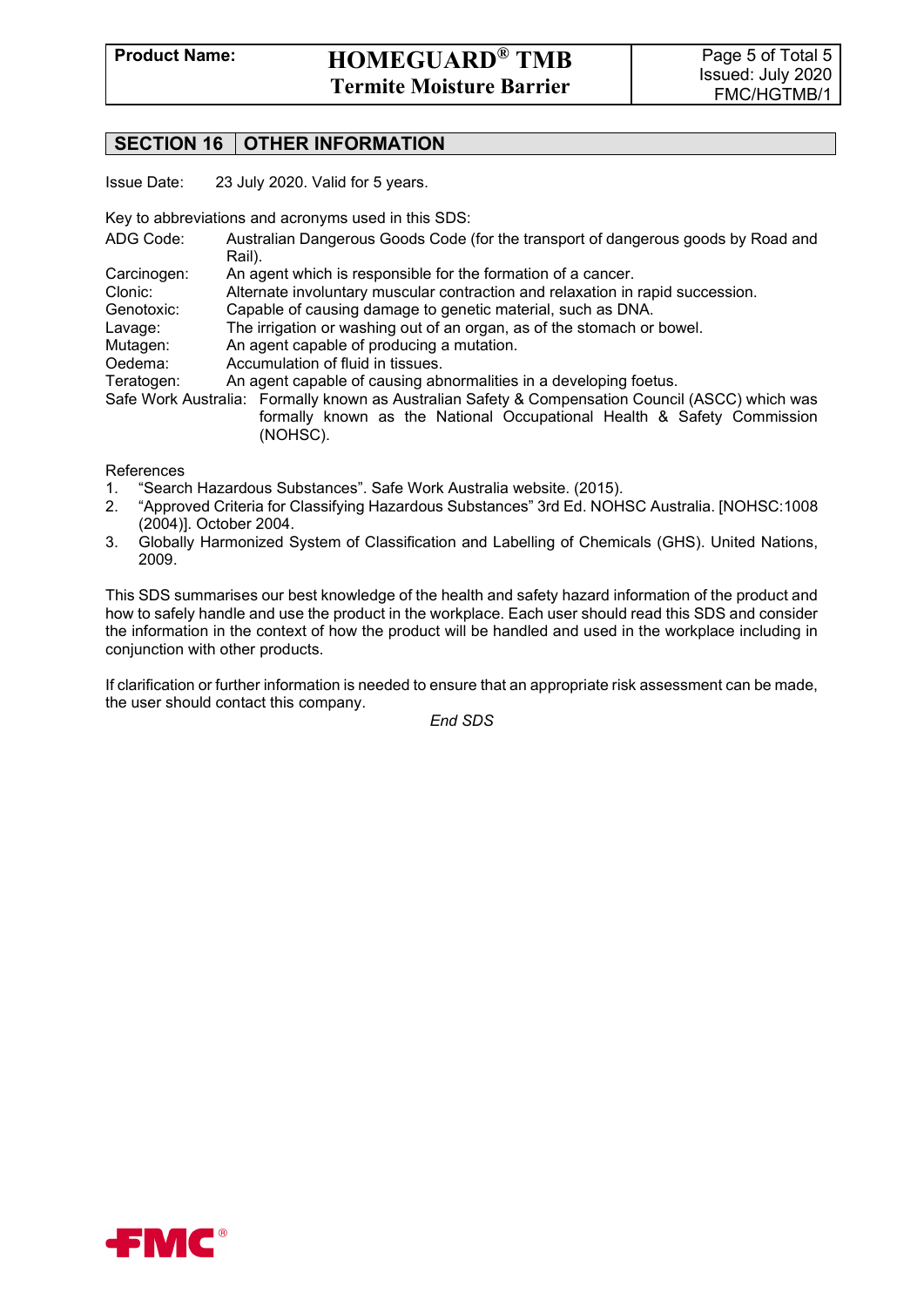## SECTION 16 OTHER INFORMATION

Issue Date: 23 July 2020. Valid for 5 years.

Key to abbreviations and acronyms used in this SDS:

| | |
|---|---|
| ADG Code: | Australian Dangerous Goods Code (for the transport of dangerous goods by Road and Rail). |
| Carcinogen: | An agent which is responsible for the formation of a cancer. |
| Clonic: | Alternate involuntary muscular contraction and relaxation in rapid succession. |
| Genotoxic: | Capable of causing damage to genetic material, such as DNA. |
| Lavage: | The irrigation or washing out of an organ, as of the stomach or bowel. |
| Mutagen: | An agent capable of producing a mutation. |
| Oedema: | Accumulation of fluid in tissues. |
| Teratogen: | An agent capable of causing abnormalities in a developing foetus. |
| Safe Work Australia: | Formally known as Australian Safety & Compensation Council (ASCC) which was formally known as the National Occupational Health & Safety Commission (NOHSC). |

References

1. "Search Hazardous Substances". Safe Work Australia website. (2015).
2. "Approved Criteria for Classifying Hazardous Substances" 3rd Ed. NOHSC Australia. [NOHSC:1008 (2004)]. October 2004.
3. Globally Harmonized System of Classification and Labelling of Chemicals (GHS). United Nations, 2009.

This SDS summarises our best knowledge of the health and safety hazard information of the product and how to safely handle and use the product in the workplace. Each user should read this SDS and consider the information in the context of how the product will be handled and used in the workplace including in conjunction with other products.

If clarification or further information is needed to ensure that an appropriate risk assessment can be made, the user should contact this company.

*End SDS*